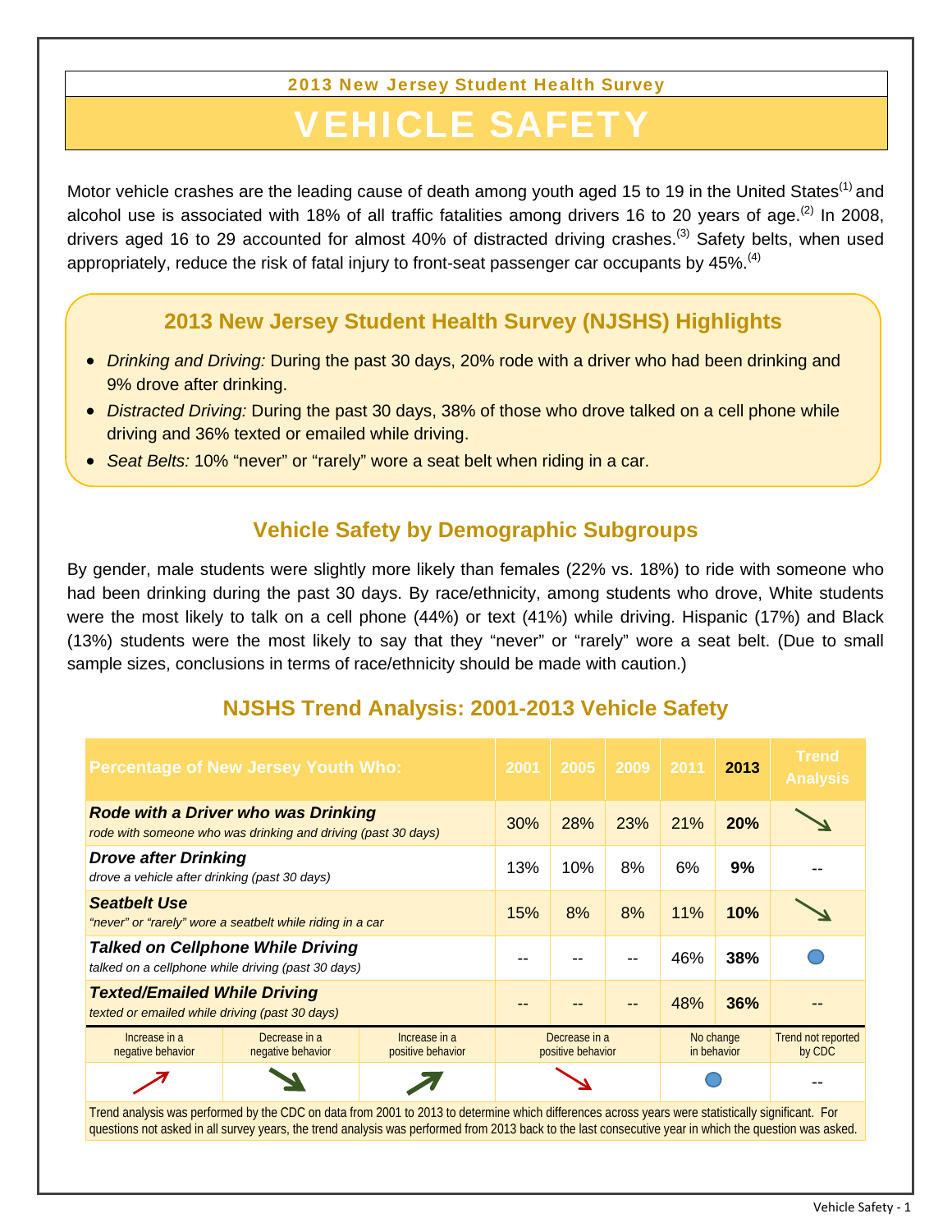2013 New Jersey Student Health Survey

# VEHICLE SAFETY

Motor vehicle crashes are the leading cause of death among youth aged 15 to 19 in the United States[1] and alcohol use is associated with 18% of all traffic fatalities among drivers 16 to 20 years of age.[2] In 2008, drivers aged 16 to 29 accounted for almost 40% of distracted driving crashes.[3] Safety belts, when used appropriately, reduce the risk of fatal injury to front-seat passenger car occupants by 45%.[4]

## 2013 New Jersey Student Health Survey (NJSHS) Highlights

- *Drinking and Driving:* During the past 30 days, 20% rode with a driver who had been drinking and 9% drove after drinking.
- *Distracted Driving:* During the past 30 days, 38% of those who drove talked on a cell phone while driving and 36% texted or emailed while driving.
- *Seat Belts:* 10% "never" or "rarely" wore a seat belt when riding in a car.

## Vehicle Safety by Demographic Subgroups

By gender, male students were slightly more likely than females (22% vs. 18%) to ride with someone who had been drinking during the past 30 days. By race/ethnicity, among students who drove, White students were the most likely to talk on a cell phone (44%) or text (41%) while driving. Hispanic (17%) and Black (13%) students were the most likely to say that they "never" or "rarely" wore a seat belt. (Due to small sample sizes, conclusions in terms of race/ethnicity should be made with caution.)

## NJSHS Trend Analysis: 2001-2013 Vehicle Safety

| Percentage of New Jersey Youth Who: | 2001 | 2005 | 2009 | 2011 | 2013 | Trend Analysis |
|---|---|---|---|---|---|---|
| ***Rode with a Driver who was Drinking*** *rode with someone who was drinking and driving (past 30 days)* | 30% | 28% | 23% | 21% | **20%** | Decrease in a negative behavior |
| ***Drove after Drinking*** *drove a vehicle after drinking (past 30 days)* | 13% | 10% | 8% | 6% | **9%** | -- |
| ***Seatbelt Use*** *"never" or "rarely" wore a seatbelt while riding in a car* | 15% | 8% | 8% | 11% | **10%** | Decrease in a negative behavior |
| ***Talked on Cellphone While Driving*** *talked on a cellphone while driving (past 30 days)* | -- | -- | -- | 46% | **38%** | No change in behavior |
| ***Texted/Emailed While Driving*** *texted or emailed while driving (past 30 days)* | -- | -- | -- | 48% | **36%** | -- |

Legend: Increase in a negative behavior; Decrease in a negative behavior; Increase in a positive behavior; Decrease in a positive behavior; No change in behavior; Trend not reported by CDC (--)

Trend analysis was performed by the CDC on data from 2001 to 2013 to determine which differences across years were statistically significant. For questions not asked in all survey years, the trend analysis was performed from 2013 back to the last consecutive year in which the question was asked.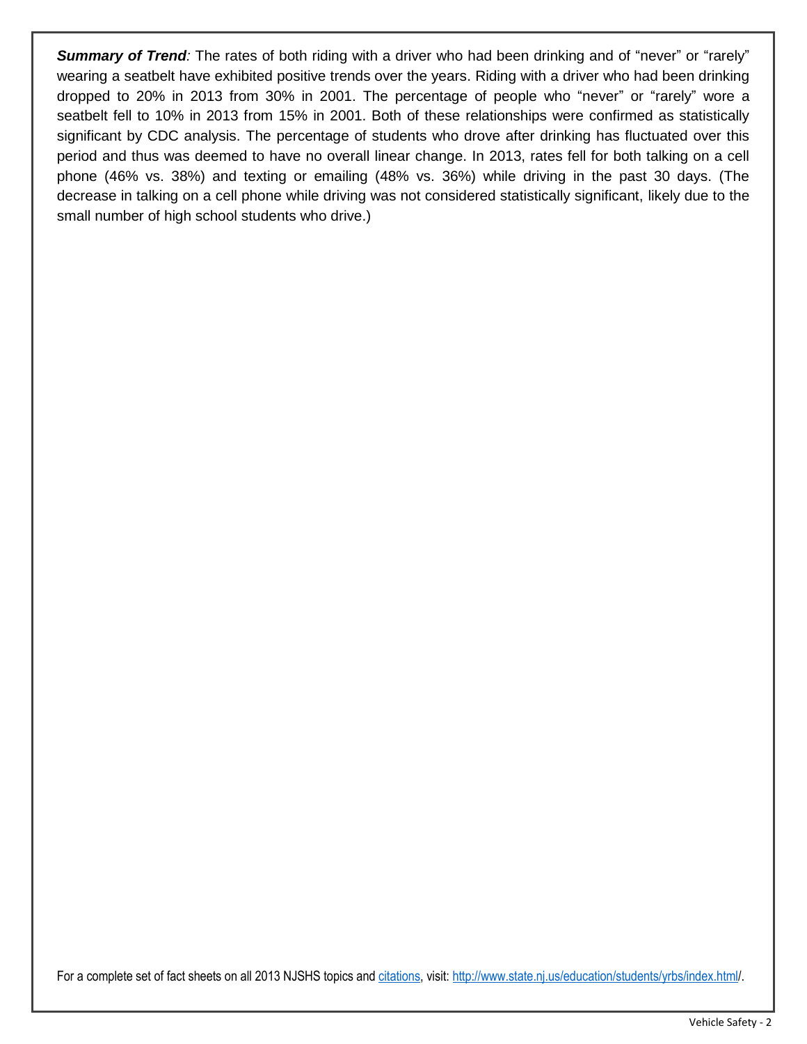***Summary of Trend**:* The rates of both riding with a driver who had been drinking and of "never" or "rarely" wearing a seatbelt have exhibited positive trends over the years. Riding with a driver who had been drinking dropped to 20% in 2013 from 30% in 2001. The percentage of people who "never" or "rarely" wore a seatbelt fell to 10% in 2013 from 15% in 2001. Both of these relationships were confirmed as statistically significant by CDC analysis. The percentage of students who drove after drinking has fluctuated over this period and thus was deemed to have no overall linear change. In 2013, rates fell for both talking on a cell phone (46% vs. 38%) and texting or emailing (48% vs. 36%) while driving in the past 30 days. (The decrease in talking on a cell phone while driving was not considered statistically significant, likely due to the small number of high school students who drive.)

For a complete set of fact sheets on all 2013 NJSHS topics and [citations](), visit: [http://www.state.nj.us/education/students/yrbs/index.html](http://www.state.nj.us/education/students/yrbs/index.html)/.